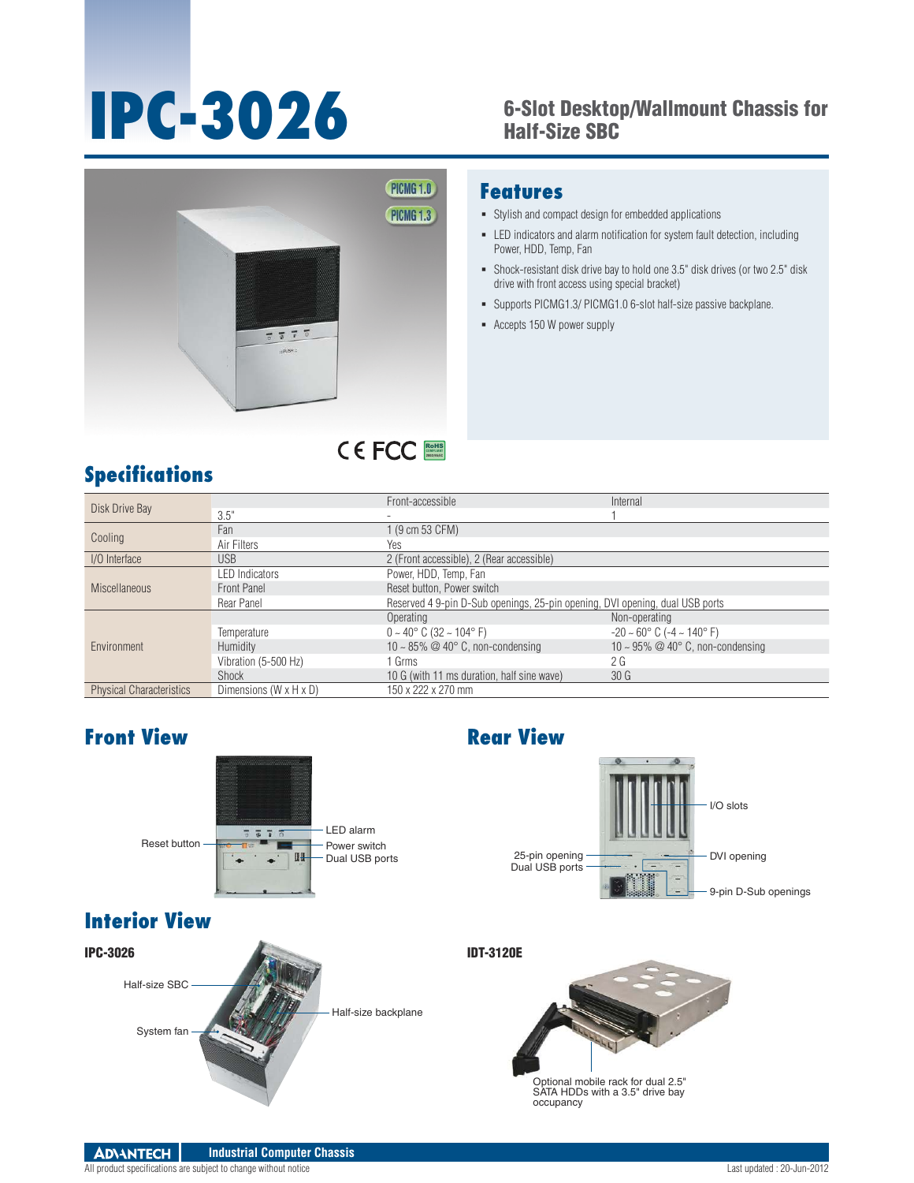# IPC-3026

## 6-Slot Desktop/Wallmount Chassis for Half-Size SBC

PICMG 1.0

PICMG 1.3

CE FCC RoHS

## Features

- Stylish and compact design for embedded applications
- LED indicators and alarm notification for system fault detection, including Power, HDD, Temp, Fan
- Shock-resistant disk drive bay to hold one 3.5" disk drives (or two 2.5" disk drive with front access using special bracket)
- Supports PICMG1.3/ PICMG1.0 6-slot half-size passive backplane.
- Accepts 150 W power supply

## Specifications

| | | | |
|---|---|---|---|
| Disk Drive Bay | | Front-accessible | Internal |
| | 3.5" | - | 1 |
| Cooling | Fan | 1 (9 cm 53 CFM) | |
| | Air Filters | Yes | |
| I/O Interface | USB | 2 (Front accessible), 2 (Rear accessible) | |
| Miscellaneous | LED Indicators | Power, HDD, Temp, Fan | |
| | Front Panel | Reset button, Power switch | |
| | Rear Panel | Reserved 4 9-pin D-Sub openings, 25-pin opening, DVI opening, dual USB ports | |
| Environment | | Operating | Non-operating |
| | Temperature | 0 ~ 40° C (32 ~ 104° F) | -20 ~ 60° C (-4 ~ 140° F) |
| | Humidity | 10 ~ 85% @ 40° C, non-condensing | 10 ~ 95% @ 40° C, non-condensing |
| | Vibration (5-500 Hz) | 1 Grms | 2 G |
| | Shock | 10 G (with 11 ms duration, half sine wave) | 30 G |
| Physical Characteristics | Dimensions (W x H x D) | 150 x 222 x 270 mm | |

## Front View

Reset button, LED alarm, Power switch, Dual USB ports

## Rear View

I/O slots, 25-pin opening, Dual USB ports, DVI opening, 9-pin D-Sub openings

## Interior View

**IPC-3026**

Half-size SBC, System fan, Half-size backplane

**IDT-3120E**

Optional mobile rack for dual 2.5" SATA HDDs with a 3.5" drive bay occupancy

ADVANTECH Industrial Computer Chassis

All product specifications are subject to change without notice

Last updated : 20-Jun-2012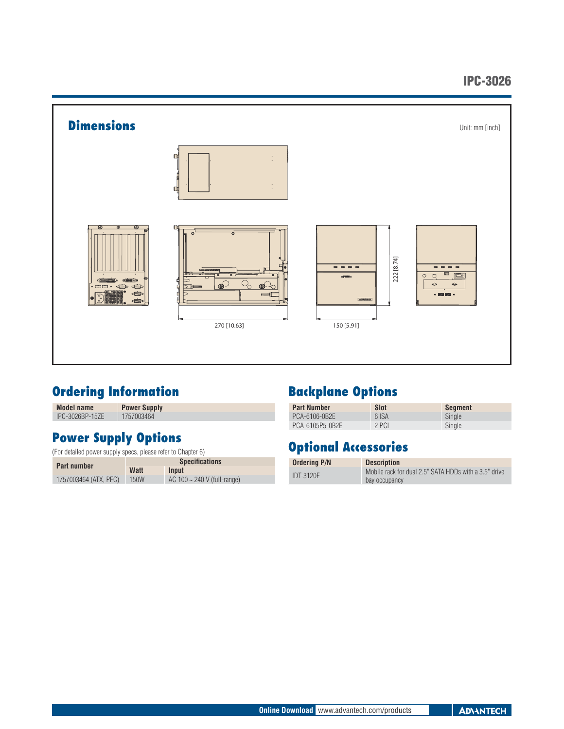## Dimensions

Unit: mm [inch]

222 [8.74]

270 [10.63]

150 [5.91]

## Ordering Information

| Model name | Power Supply |
|---|---|
| IPC-3026BP-15ZE | 1757003464 |

## Power Supply Options

(For detailed power supply specs, please refer to Chapter 6)

| Part number | Specifications | |
|---|---|---|
| | Watt | Input |
| 1757003464 (ATX, PFC) | 150W | AC 100 ~ 240 V (full-range) |

## Backplane Options

| Part Number | Slot | Segment |
|---|---|---|
| PCA-6106-0B2E | 6 ISA | Single |
| PCA-6105P5-0B2E | 2 PCI | Single |

## Optional Accessories

| Ordering P/N | Description |
|---|---|
| IDT-3120E | Mobile rack for dual 2.5" SATA HDDs with a 3.5" drive bay occupancy |

**Online Download** www.advantech.com/products